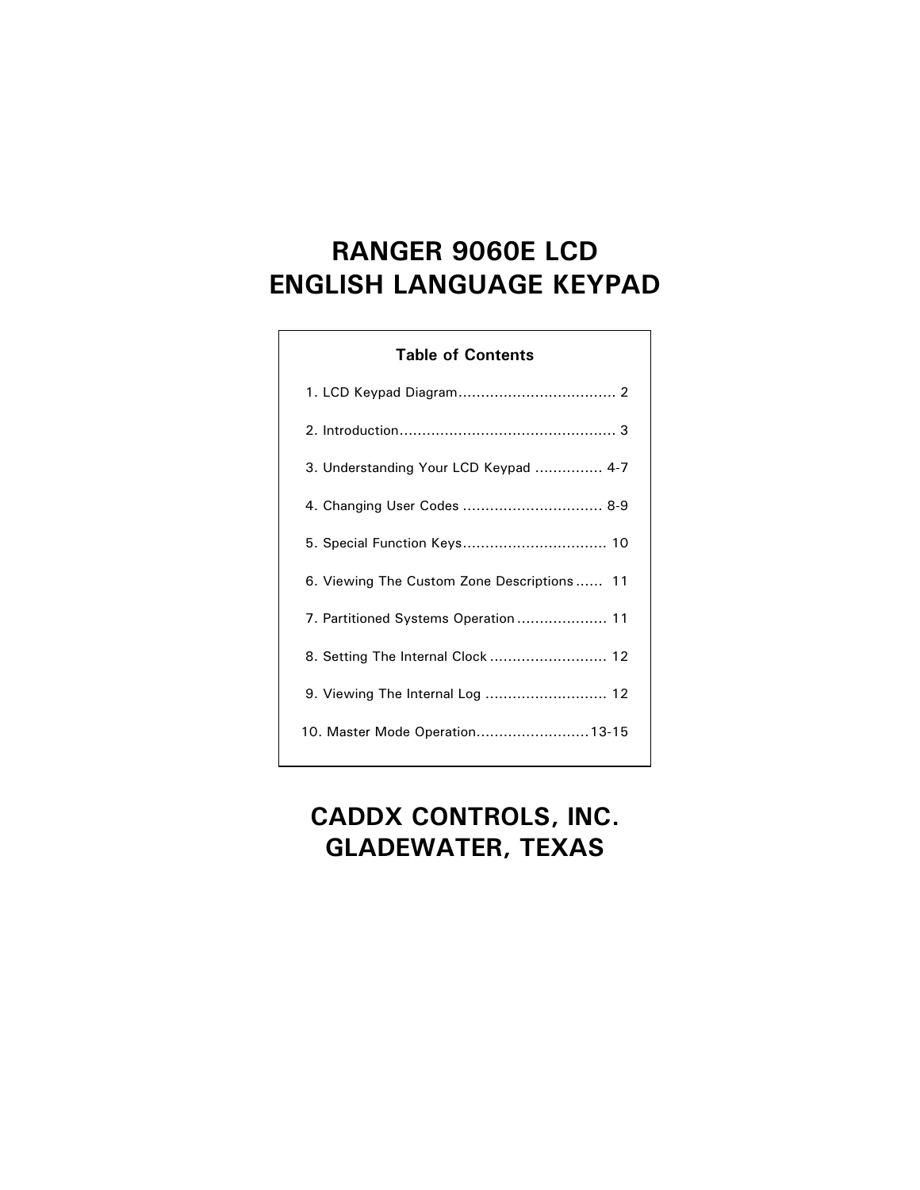# RANGER 9060E LCD
# ENGLISH LANGUAGE KEYPAD

**Table of Contents**

1. LCD Keypad Diagram .................................... 2
2. Introduction ................................................ 3
3. Understanding Your LCD Keypad ............... 4-7
4. Changing User Codes ............................... 8-9
5. Special Function Keys ................................ 10
6. Viewing The Custom Zone Descriptions ...... 11
7. Partitioned Systems Operation .................... 11
8. Setting The Internal Clock .......................... 12
9. Viewing The Internal Log ........................... 12
10. Master Mode Operation ......................... 13-15

# CADDX CONTROLS, INC.
# GLADEWATER, TEXAS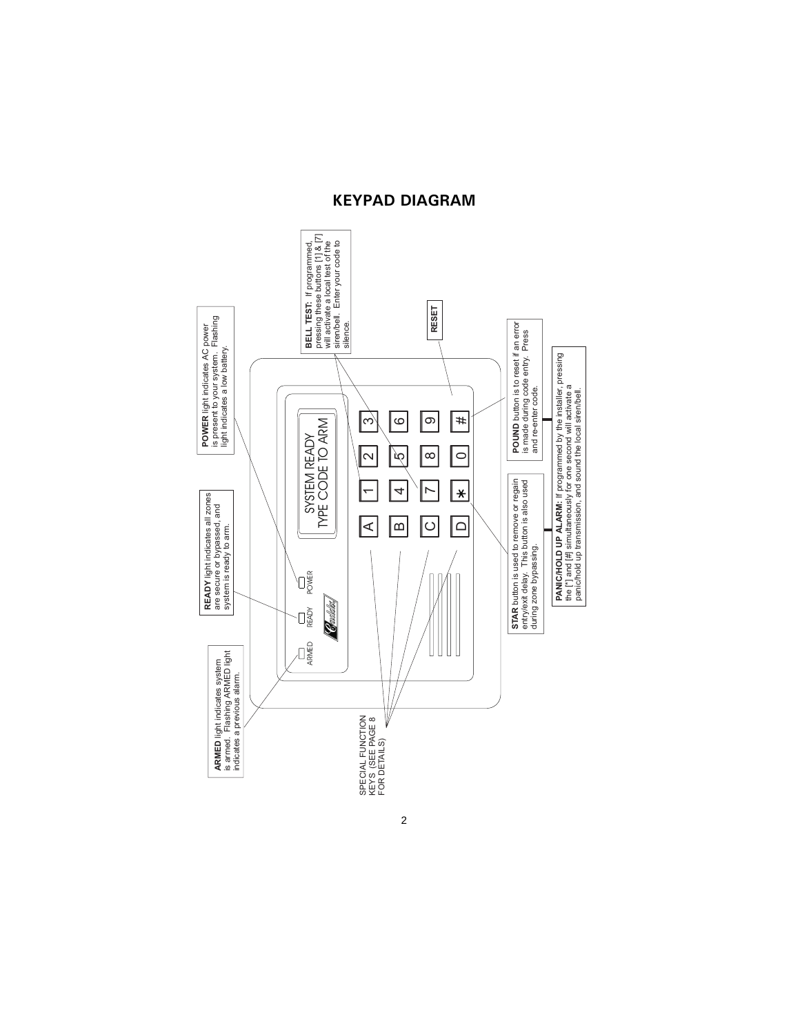## KEYPAD DIAGRAM

**POWER** light indicates AC power is present to your system. Flashing light indicates a low battery.

**READY** light indicates all zones are secure or bypassed, and system is ready to arm.

**ARMED** light indicates system is armed. Flashing ARMED light indicates a previous alarm.

**BELL TEST:** If programmed, pressing these buttons [1] & [7] will activate a local test of the siren/bell. Enter your code to silence.

**RESET**

SYSTEM READY
TYPE CODE TO ARM

A 1 2 3
B 4 5 6
C 7 8 9
D * 0 #

ARMED READY POWER

SPECIAL FUNCTION KEYS (SEE PAGE 8 FOR DETAILS)

**STAR** button is used to remove or regain entry/exit delay. This button is also used during zone bypassing.

**POUND** button is to reset if an error is made during code entry. Press and re-enter code.

**PANIC/HOLD UP ALARM:** If programmed by the installer, pressing the [*] and [#] simultaneously for one second will activate a panic/hold up transmission, and sound the local siren/bell.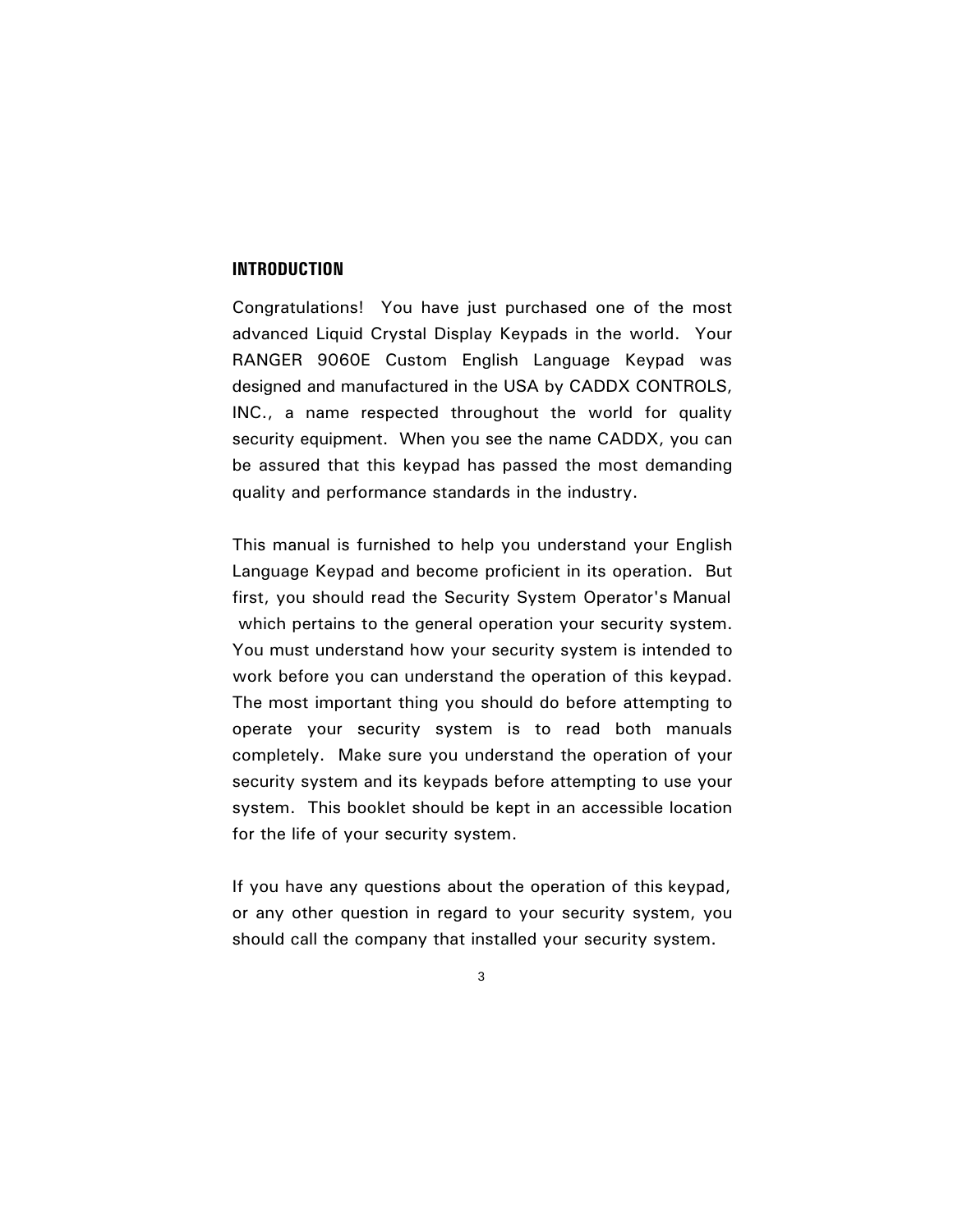## INTRODUCTION

Congratulations! You have just purchased one of the most advanced Liquid Crystal Display Keypads in the world. Your RANGER 9060E Custom English Language Keypad was designed and manufactured in the USA by CADDX CONTROLS, INC., a name respected throughout the world for quality security equipment. When you see the name CADDX, you can be assured that this keypad has passed the most demanding quality and performance standards in the industry.

This manual is furnished to help you understand your English Language Keypad and become proficient in its operation. But first, you should read the Security System Operator's Manual which pertains to the general operation your security system. You must understand how your security system is intended to work before you can understand the operation of this keypad. The most important thing you should do before attempting to operate your security system is to read both manuals completely. Make sure you understand the operation of your security system and its keypads before attempting to use your system. This booklet should be kept in an accessible location for the life of your security system.

If you have any questions about the operation of this keypad, or any other question in regard to your security system, you should call the company that installed your security system.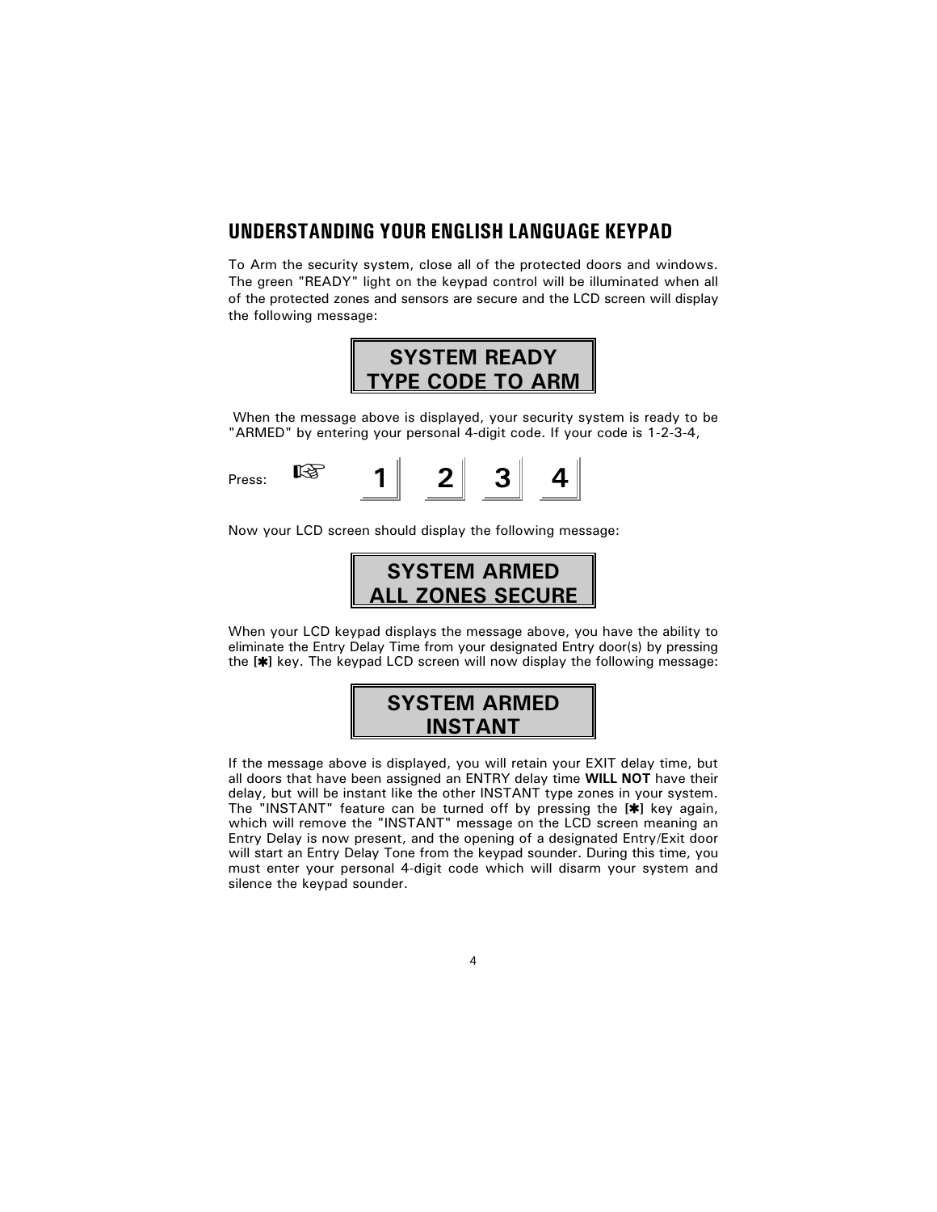## UNDERSTANDING YOUR ENGLISH LANGUAGE KEYPAD

To Arm the security system, close all of the protected doors and windows. The green "READY" light on the keypad control will be illuminated when all of the protected zones and sensors are secure and the LCD screen will display the following message:

**SYSTEM READY**
**TYPE CODE TO ARM**

When the message above is displayed, your security system is ready to be "ARMED" by entering your personal 4-digit code. If your code is 1-2-3-4,

Press: ☞ **1** **2** **3** **4**

Now your LCD screen should display the following message:

**SYSTEM ARMED**
**ALL ZONES SECURE**

When your LCD keypad displays the message above, you have the ability to eliminate the Entry Delay Time from your designated Entry door(s) by pressing the **[✱]** key. The keypad LCD screen will now display the following message:

**SYSTEM ARMED**
**INSTANT**

If the message above is displayed, you will retain your EXIT delay time, but all doors that have been assigned an ENTRY delay time **WILL NOT** have their delay, but will be instant like the other INSTANT type zones in your system. The "INSTANT" feature can be turned off by pressing the **[✱]** key again, which will remove the "INSTANT" message on the LCD screen meaning an Entry Delay is now present, and the opening of a designated Entry/Exit door will start an Entry Delay Tone from the keypad sounder. During this time, you must enter your personal 4-digit code which will disarm your system and silence the keypad sounder.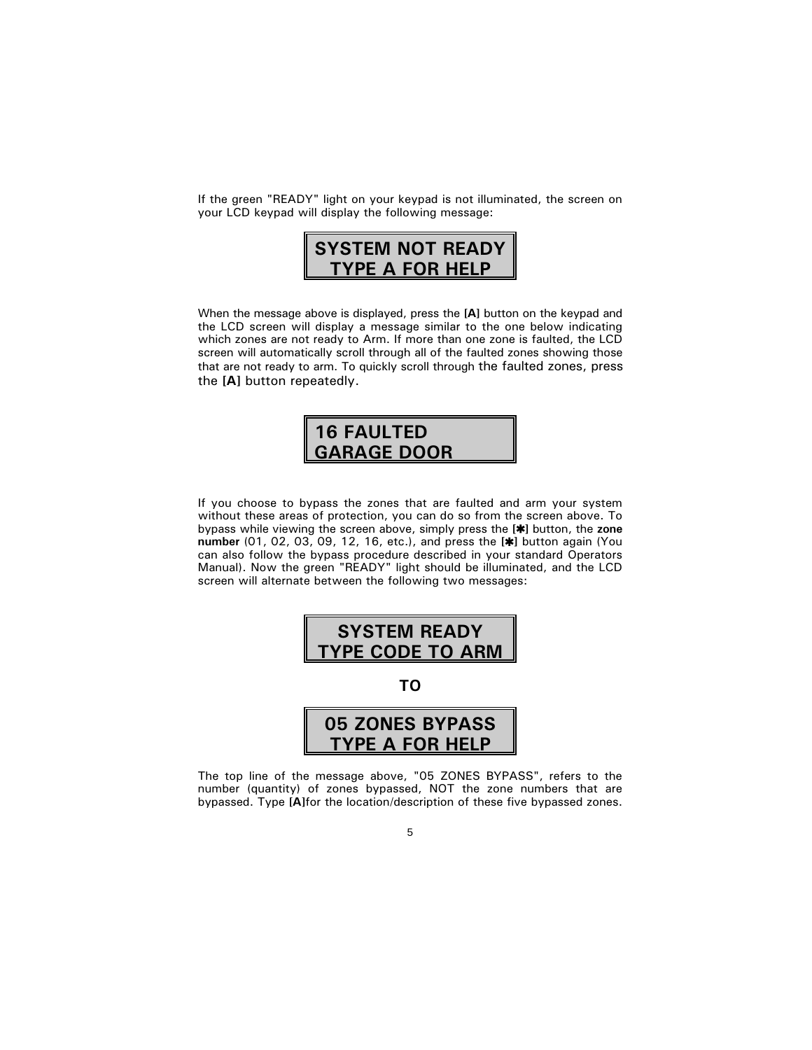If the green "READY" light on your keypad is not illuminated, the screen on your LCD keypad will display the following message:

```
SYSTEM NOT READY
TYPE A FOR HELP
```

When the message above is displayed, press the **[A]** button on the keypad and the LCD screen will display a message similar to the one below indicating which zones are not ready to Arm. If more than one zone is faulted, the LCD screen will automatically scroll through all of the faulted zones showing those that are not ready to arm. To quickly scroll through the faulted zones, press the **[A]** button repeatedly.

```
16 FAULTED
GARAGE DOOR
```

If you choose to bypass the zones that are faulted and arm your system without these areas of protection, you can do so from the screen above. To bypass while viewing the screen above, simply press the **[✱]** button, the **zone number** (01, 02, 03, 09, 12, 16, etc.), and press the **[✱]** button again (You can also follow the bypass procedure described in your standard Operators Manual). Now the green "READY" light should be illuminated, and the LCD screen will alternate between the following two messages:

```
SYSTEM READY
TYPE CODE TO ARM
```

**TO**

```
05 ZONES BYPASS
TYPE A FOR HELP
```

The top line of the message above, "05 ZONES BYPASS", refers to the number (quantity) of zones bypassed, NOT the zone numbers that are bypassed. Type **[A]**for the location/description of these five bypassed zones.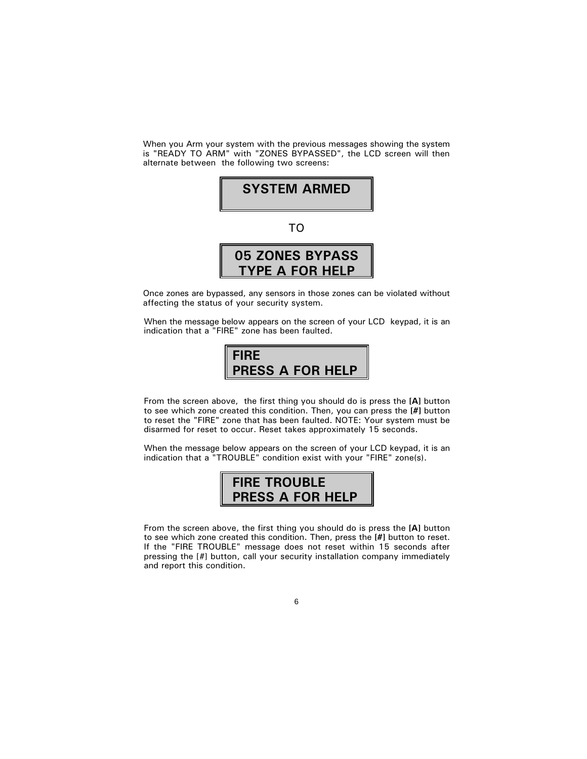When you Arm your system with the previous messages showing the system is "READY TO ARM" with "ZONES BYPASSED", the LCD screen will then alternate between the following two screens:

```
SYSTEM ARMED
```

TO

```
05 ZONES BYPASS
TYPE A FOR HELP
```

Once zones are bypassed, any sensors in those zones can be violated without affecting the status of your security system.

When the message below appears on the screen of your LCD keypad, it is an indication that a "FIRE" zone has been faulted.

```
FIRE
PRESS A FOR HELP
```

From the screen above, the first thing you should do is press the **[A]** button to see which zone created this condition. Then, you can press the **[#]** button to reset the "FIRE" zone that has been faulted. NOTE: Your system must be disarmed for reset to occur. Reset takes approximately 15 seconds.

When the message below appears on the screen of your LCD keypad, it is an indication that a "TROUBLE" condition exist with your "FIRE" zone(s).

```
FIRE TROUBLE
PRESS A FOR HELP
```

From the screen above, the first thing you should do is press the **[A]** button to see which zone created this condition. Then, press the **[#]** button to reset. If the "FIRE TROUBLE" message does not reset within 15 seconds after pressing the [#] button, call your security installation company immediately and report this condition.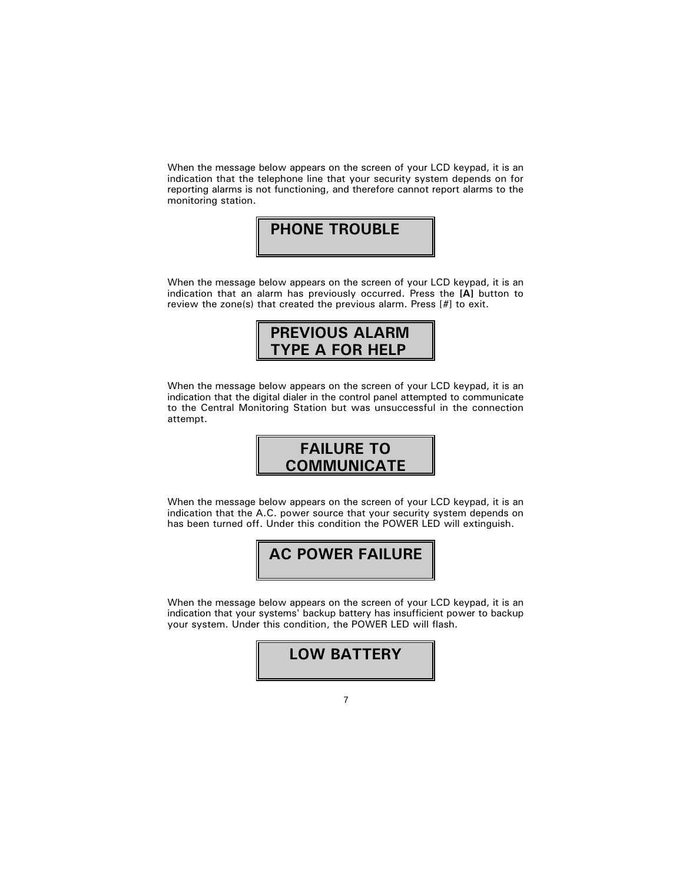When the message below appears on the screen of your LCD keypad, it is an indication that the telephone line that your security system depends on for reporting alarms is not functioning, and therefore cannot report alarms to the monitoring station.

```
PHONE TROUBLE
```

When the message below appears on the screen of your LCD keypad, it is an indication that an alarm has previously occurred. Press the **[A]** button to review the zone(s) that created the previous alarm. Press [#] to exit.

```
PREVIOUS ALARM
TYPE A FOR HELP
```

When the message below appears on the screen of your LCD keypad, it is an indication that the digital dialer in the control panel attempted to communicate to the Central Monitoring Station but was unsuccessful in the connection attempt.

```
FAILURE TO
COMMUNICATE
```

When the message below appears on the screen of your LCD keypad, it is an indication that the A.C. power source that your security system depends on has been turned off. Under this condition the POWER LED will extinguish.

```
AC POWER FAILURE
```

When the message below appears on the screen of your LCD keypad, it is an indication that your systems' backup battery has insufficient power to backup your system. Under this condition, the POWER LED will flash.

```
LOW BATTERY
```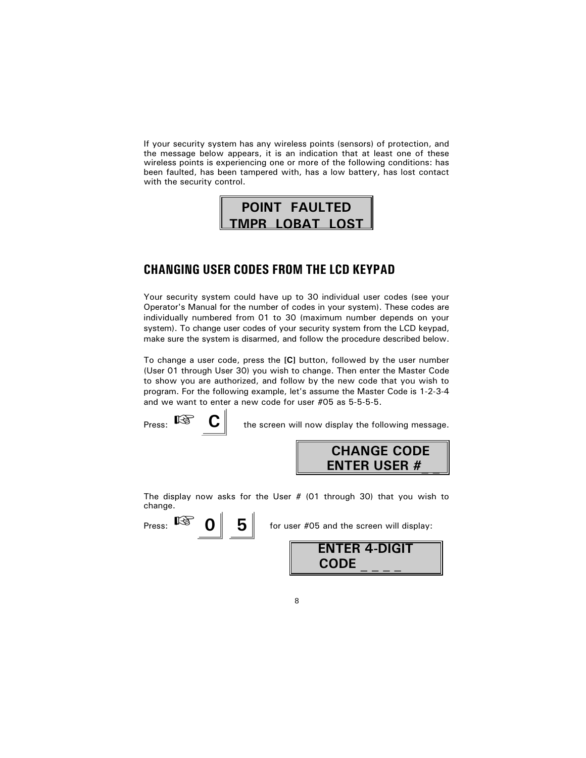If your security system has any wireless points (sensors) of protection, and the message below appears, it is an indication that at least one of these wireless points is experiencing one or more of the following conditions: has been faulted, has been tampered with, has a low battery, has lost contact with the security control.

```
POINT  FAULTED
TMPR  LOBAT  LOST
```

## CHANGING USER CODES FROM THE LCD KEYPAD

Your security system could have up to 30 individual user codes (see your Operator's Manual for the number of codes in your system). These codes are individually numbered from 01 to 30 (maximum number depends on your system). To change user codes of your security system from the LCD keypad, make sure the system is disarmed, and follow the procedure described below.

To change a user code, press the **[C]** button, followed by the user number (User 01 through User 30) you wish to change. Then enter the Master Code to show you are authorized, and follow by the new code that you wish to program. For the following example, let's assume the Master Code is 1-2-3-4 and we want to enter a new code for user #05 as 5-5-5-5.

Press: ☞ **C** the screen will now display the following message.

```
CHANGE CODE
ENTER USER # _ _
```

The display now asks for the User # (01 through 30) that you wish to change.

Press: ☞ **0** **5** for user #05 and the screen will display:

```
ENTER 4-DIGIT
CODE _ _ _ _
```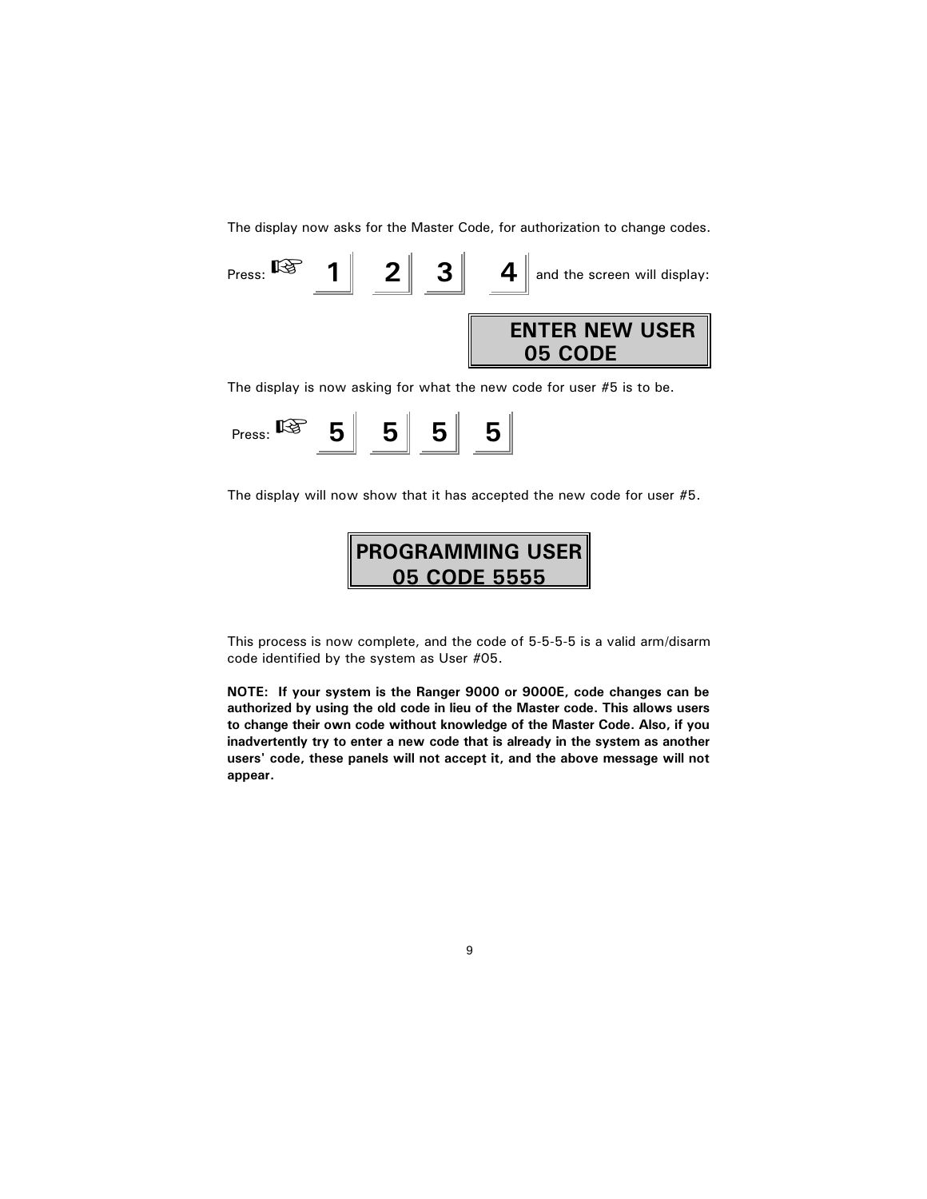The display now asks for the Master Code, for authorization to change codes.

Press: ☞ 1 2 3 4 and the screen will display:

```
ENTER NEW USER
   05 CODE
```

The display is now asking for what the new code for user #5 is to be.

Press: ☞ 5 5 5 5

The display will now show that it has accepted the new code for user #5.

```
PROGRAMMING USER
  05 CODE 5555
```

This process is now complete, and the code of 5-5-5-5 is a valid arm/disarm code identified by the system as User #05.

**NOTE: If your system is the Ranger 9000 or 9000E, code changes can be authorized by using the old code in lieu of the Master code. This allows users to change their own code without knowledge of the Master Code. Also, if you inadvertently try to enter a new code that is already in the system as another users' code, these panels will not accept it, and the above message will not appear.**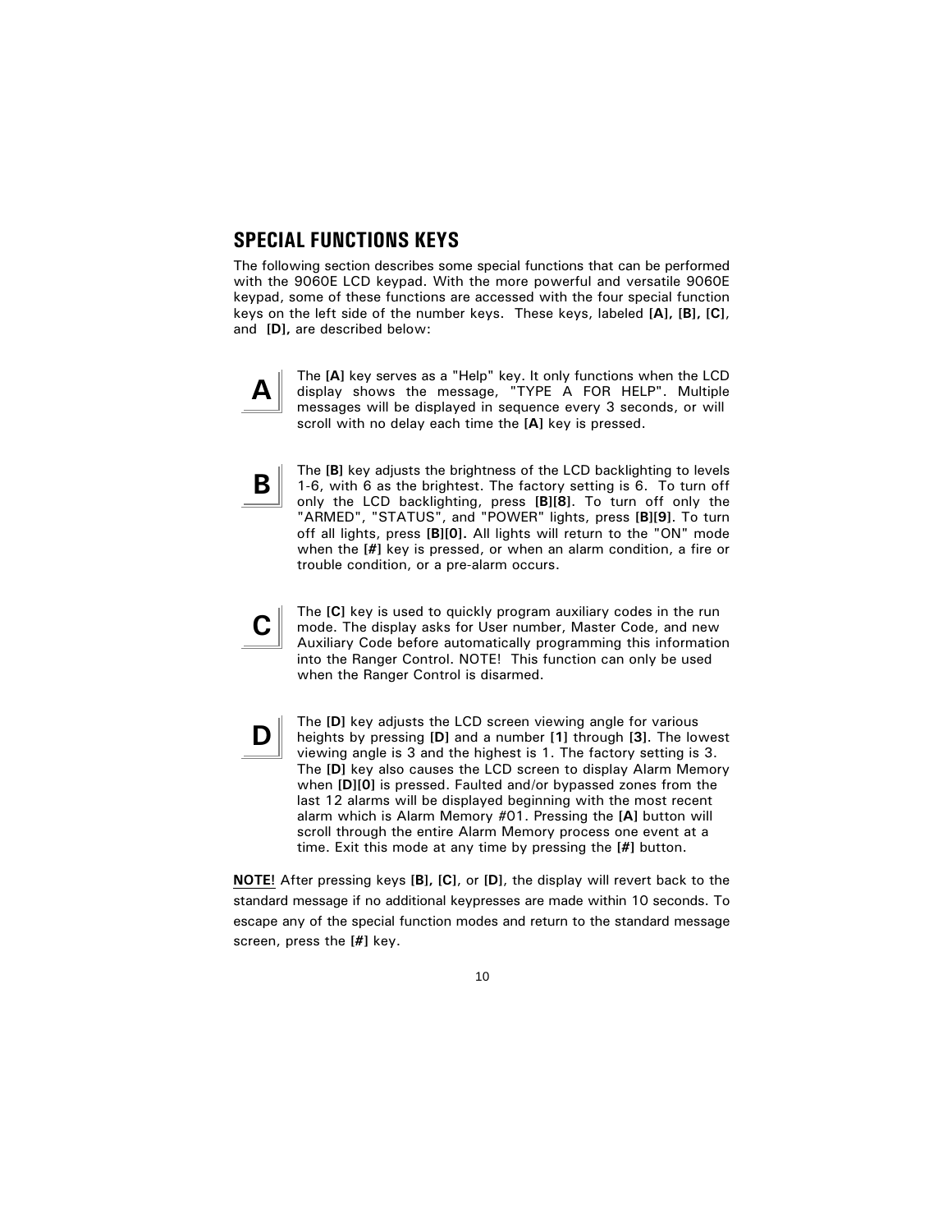## SPECIAL FUNCTIONS KEYS

The following section describes some special functions that can be performed with the 9060E LCD keypad. With the more powerful and versatile 9060E keypad, some of these functions are accessed with the four special function keys on the left side of the number keys. These keys, labeled **[A], [B], [C]**, and **[D],** are described below:

**A** — The **[A]** key serves as a "Help" key. It only functions when the LCD display shows the message, "TYPE A FOR HELP". Multiple messages will be displayed in sequence every 3 seconds, or will scroll with no delay each time the **[A]** key is pressed.

**B** — The **[B]** key adjusts the brightness of the LCD backlighting to levels 1-6, with 6 as the brightest. The factory setting is 6. To turn off only the LCD backlighting, press **[B][8]**. To turn off only the "ARMED", "STATUS", and "POWER" lights, press **[B][9]**. To turn off all lights, press **[B][0].** All lights will return to the "ON" mode when the **[#]** key is pressed, or when an alarm condition, a fire or trouble condition, or a pre-alarm occurs.

**C** — The **[C]** key is used to quickly program auxiliary codes in the run mode. The display asks for User number, Master Code, and new Auxiliary Code before automatically programming this information into the Ranger Control. NOTE! This function can only be used when the Ranger Control is disarmed.

**D** — The **[D]** key adjusts the LCD screen viewing angle for various heights by pressing **[D]** and a number **[1]** through **[3]**. The lowest viewing angle is 3 and the highest is 1. The factory setting is 3. The **[D]** key also causes the LCD screen to display Alarm Memory when **[D][0]** is pressed. Faulted and/or bypassed zones from the last 12 alarms will be displayed beginning with the most recent alarm which is Alarm Memory #01. Pressing the **[A]** button will scroll through the entire Alarm Memory process one event at a time. Exit this mode at any time by pressing the **[#]** button.

**NOTE!** After pressing keys **[B], [C]**, or **[D]**, the display will revert back to the standard message if no additional keypresses are made within 10 seconds. To escape any of the special function modes and return to the standard message screen, press the **[#]** key.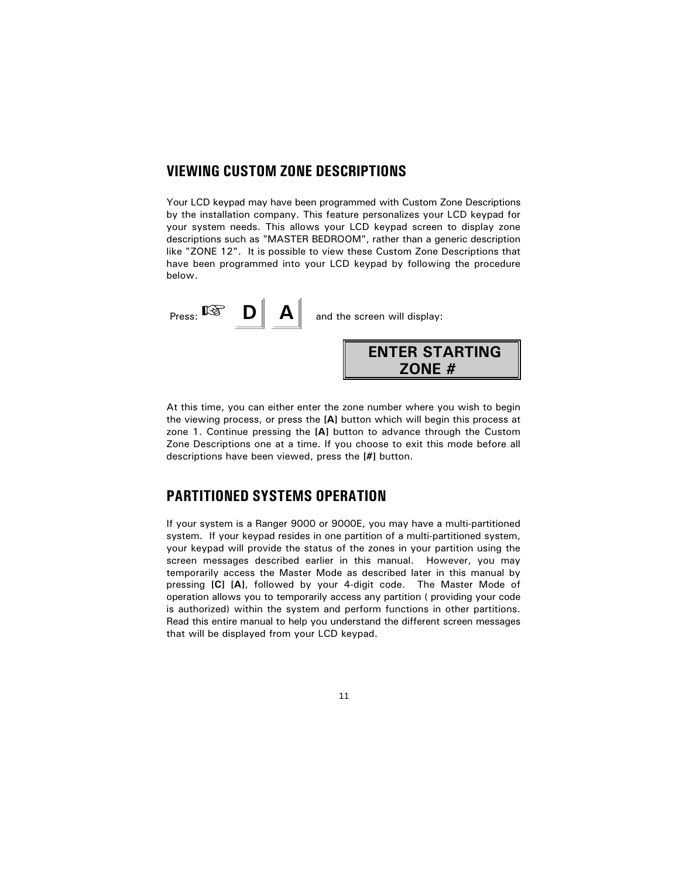## VIEWING CUSTOM ZONE DESCRIPTIONS

Your LCD keypad may have been programmed with Custom Zone Descriptions by the installation company. This feature personalizes your LCD keypad for your system needs. This allows your LCD keypad screen to display zone descriptions such as "MASTER BEDROOM", rather than a generic description like "ZONE 12". It is possible to view these Custom Zone Descriptions that have been programmed into your LCD keypad by following the procedure below.

Press: ☞ **D** **A** and the screen will display:

**ENTER STARTING ZONE #**

At this time, you can either enter the zone number where you wish to begin the viewing process, or press the **[A]** button which will begin this process at zone 1. Continue pressing the **[A]** button to advance through the Custom Zone Descriptions one at a time. If you choose to exit this mode before all descriptions have been viewed, press the **[#]** button.

## PARTITIONED SYSTEMS OPERATION

If your system is a Ranger 9000 or 9000E, you may have a multi-partitioned system. If your keypad resides in one partition of a multi-partitioned system, your keypad will provide the status of the zones in your partition using the screen messages described earlier in this manual. However, you may temporarily access the Master Mode as described later in this manual by pressing **[C] [A]**, followed by your 4-digit code. The Master Mode of operation allows you to temporarily access any partition ( providing your code is authorized) within the system and perform functions in other partitions. Read this entire manual to help you understand the different screen messages that will be displayed from your LCD keypad.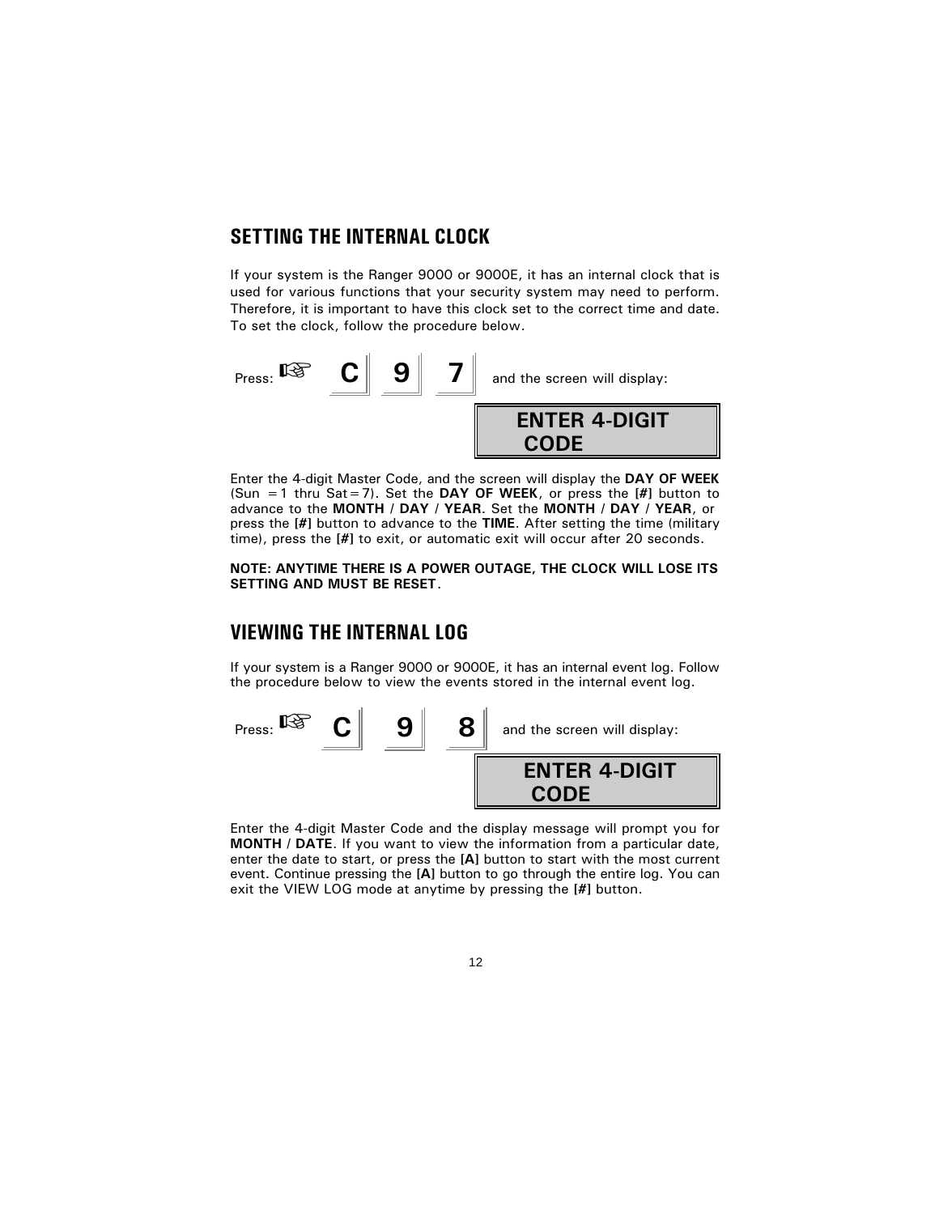## SETTING THE INTERNAL CLOCK

If your system is the Ranger 9000 or 9000E, it has an internal clock that is used for various functions that your security system may need to perform. Therefore, it is important to have this clock set to the correct time and date. To set the clock, follow the procedure below.

Press: ☞ **C** **9** **7** and the screen will display:

**ENTER 4-DIGIT CODE**

Enter the 4-digit Master Code, and the screen will display the **DAY OF WEEK** (Sun =1 thru Sat=7). Set the **DAY OF WEEK**, or press the **[#]** button to advance to the **MONTH** / **DAY** / **YEAR**. Set the **MONTH** / **DAY** / **YEAR**, or press the **[#]** button to advance to the **TIME**. After setting the time (military time), press the **[#]** to exit, or automatic exit will occur after 20 seconds.

**NOTE: ANYTIME THERE IS A POWER OUTAGE, THE CLOCK WILL LOSE ITS SETTING AND MUST BE RESET**.

## VIEWING THE INTERNAL LOG

If your system is a Ranger 9000 or 9000E, it has an internal event log. Follow the procedure below to view the events stored in the internal event log.

Press: ☞ **C** **9** **8** and the screen will display:

**ENTER 4-DIGIT CODE**

Enter the 4-digit Master Code and the display message will prompt you for **MONTH** / **DATE**. If you want to view the information from a particular date, enter the date to start, or press the **[A]** button to start with the most current event. Continue pressing the **[A]** button to go through the entire log. You can exit the VIEW LOG mode at anytime by pressing the **[#]** button.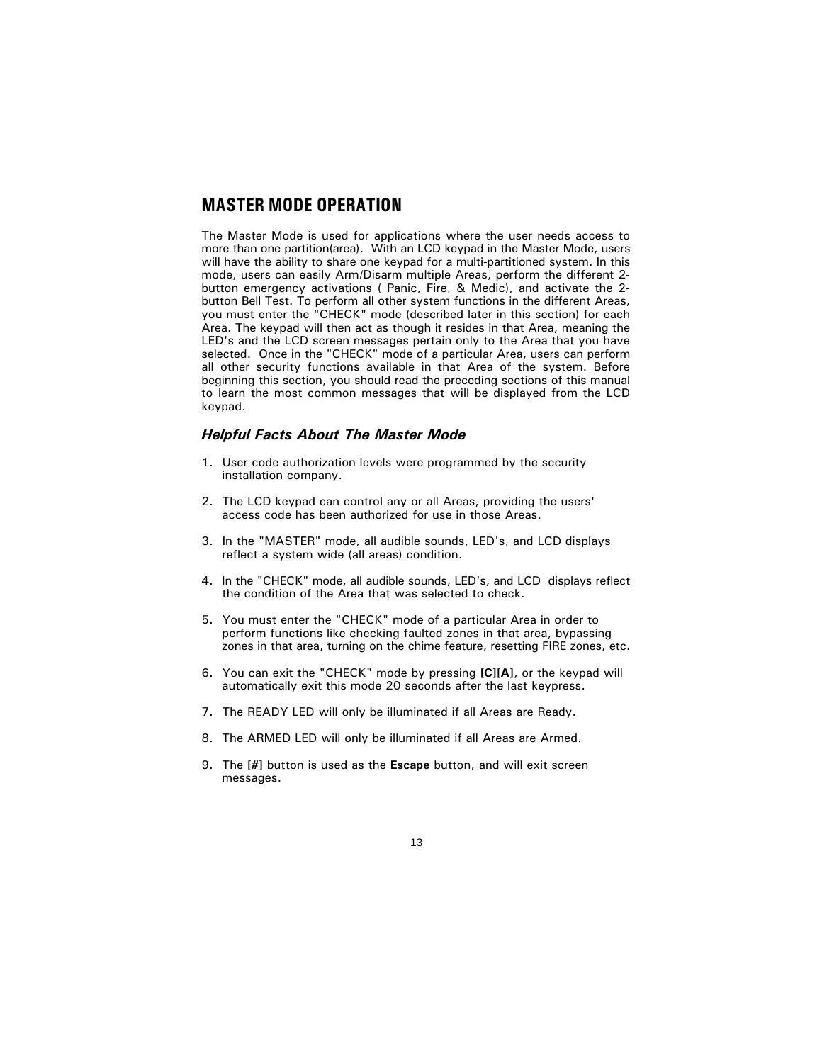# MASTER MODE OPERATION

The Master Mode is used for applications where the user needs access to more than one partition(area). With an LCD keypad in the Master Mode, users will have the ability to share one keypad for a multi-partitioned system. In this mode, users can easily Arm/Disarm multiple Areas, perform the different 2-button emergency activations ( Panic, Fire, & Medic), and activate the 2-button Bell Test. To perform all other system functions in the different Areas, you must enter the "CHECK" mode (described later in this section) for each Area. The keypad will then act as though it resides in that Area, meaning the LED's and the LCD screen messages pertain only to the Area that you have selected. Once in the "CHECK" mode of a particular Area, users can perform all other security functions available in that Area of the system. Before beginning this section, you should read the preceding sections of this manual to learn the most common messages that will be displayed from the LCD keypad.

### *Helpful Facts About The Master Mode*

1. User code authorization levels were programmed by the security installation company.

2. The LCD keypad can control any or all Areas, providing the users' access code has been authorized for use in those Areas.

3. In the "MASTER" mode, all audible sounds, LED's, and LCD displays reflect a system wide (all areas) condition.

4. In the "CHECK" mode, all audible sounds, LED's, and LCD displays reflect the condition of the Area that was selected to check.

5. You must enter the "CHECK" mode of a particular Area in order to perform functions like checking faulted zones in that area, bypassing zones in that area, turning on the chime feature, resetting FIRE zones, etc.

6. You can exit the "CHECK" mode by pressing **[C][A]**, or the keypad will automatically exit this mode 20 seconds after the last keypress.

7. The READY LED will only be illuminated if all Areas are Ready.

8. The ARMED LED will only be illuminated if all Areas are Armed.

9. The **[#]** button is used as the **Escape** button, and will exit screen messages.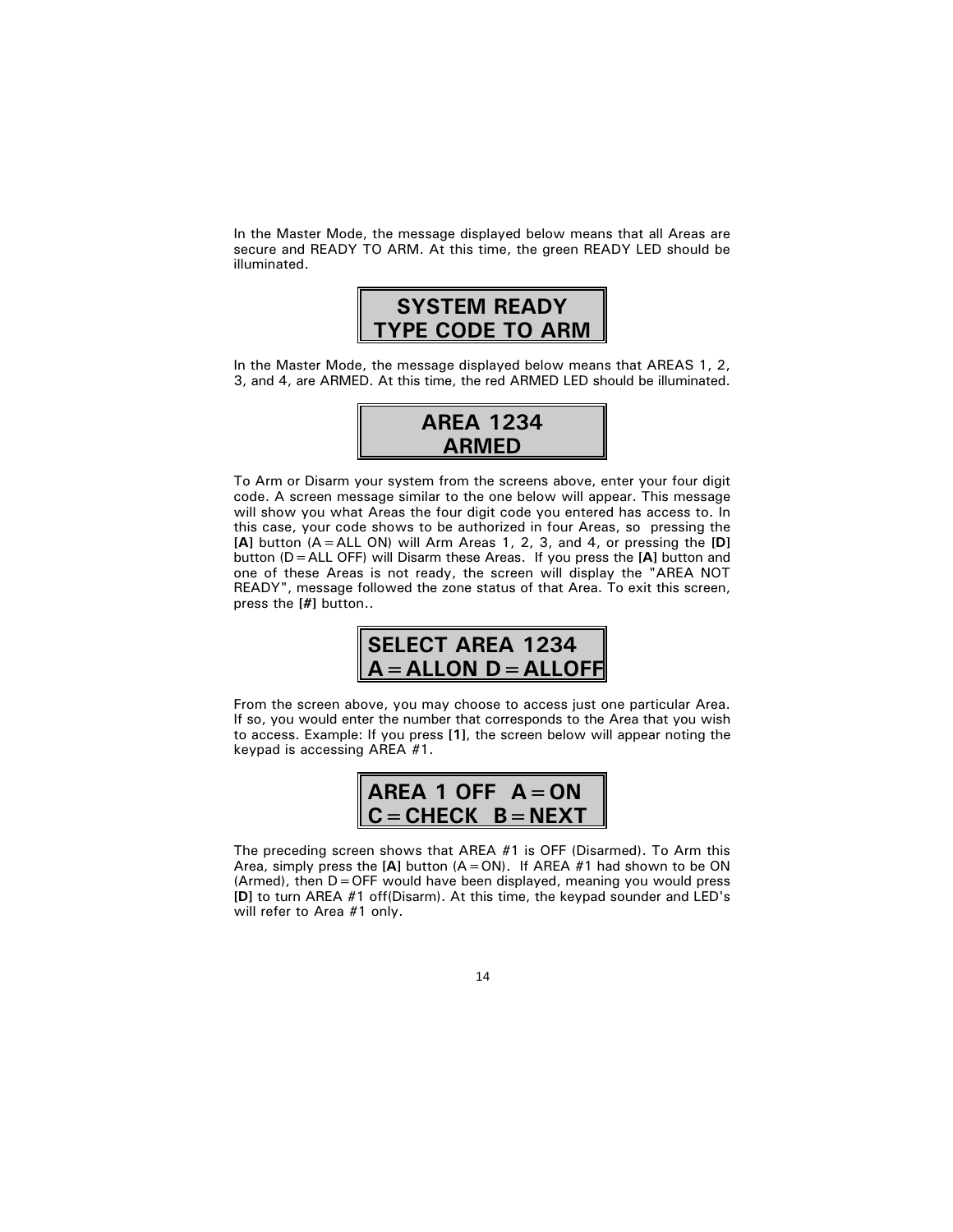In the Master Mode, the message displayed below means that all Areas are secure and READY TO ARM. At this time, the green READY LED should be illuminated.

```
SYSTEM READY
TYPE CODE TO ARM
```

In the Master Mode, the message displayed below means that AREAS 1, 2, 3, and 4, are ARMED. At this time, the red ARMED LED should be illuminated.

```
AREA 1234
ARMED
```

To Arm or Disarm your system from the screens above, enter your four digit code. A screen message similar to the one below will appear. This message will show you what Areas the four digit code you entered has access to. In this case, your code shows to be authorized in four Areas, so pressing the **[A]** button (A=ALL ON) will Arm Areas 1, 2, 3, and 4, or pressing the **[D]** button (D=ALL OFF) will Disarm these Areas. If you press the **[A]** button and one of these Areas is not ready, the screen will display the "AREA NOT READY", message followed the zone status of that Area. To exit this screen, press the **[#]** button..

```
SELECT AREA 1234
A=ALLON D=ALLOFF
```

From the screen above, you may choose to access just one particular Area. If so, you would enter the number that corresponds to the Area that you wish to access. Example: If you press **[1]**, the screen below will appear noting the keypad is accessing AREA #1.

```
AREA 1 OFF  A=ON
C=CHECK  B=NEXT
```

The preceding screen shows that AREA #1 is OFF (Disarmed). To Arm this Area, simply press the **[A]** button (A=ON). If AREA #1 had shown to be ON (Armed), then D=OFF would have been displayed, meaning you would press **[D]** to turn AREA #1 off(Disarm). At this time, the keypad sounder and LED's will refer to Area #1 only.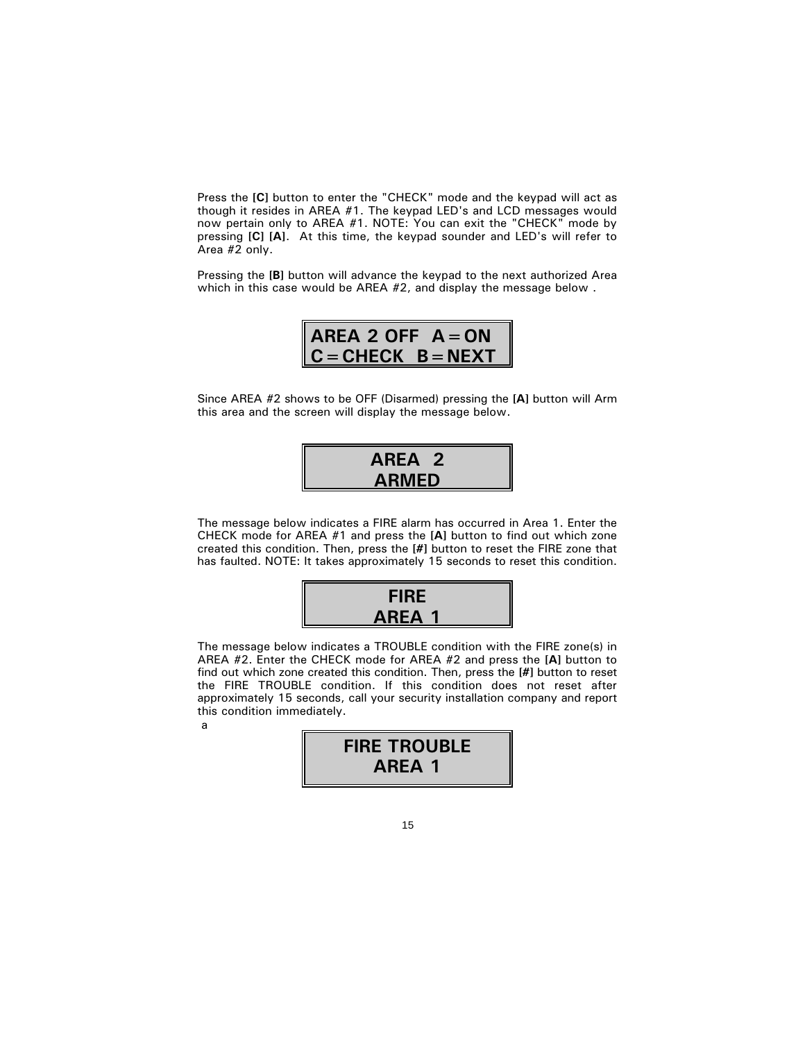Press the **[C]** button to enter the "CHECK" mode and the keypad will act as though it resides in AREA #1. The keypad LED's and LCD messages would now pertain only to AREA #1. NOTE: You can exit the "CHECK" mode by pressing **[C] [A]**. At this time, the keypad sounder and LED's will refer to Area #2 only.

Pressing the **[B]** button will advance the keypad to the next authorized Area which in this case would be AREA #2, and display the message below .

```
AREA 2 OFF   A=ON
C=CHECK   B=NEXT
```

Since AREA #2 shows to be OFF (Disarmed) pressing the **[A]** button will Arm this area and the screen will display the message below.

```
AREA  2
ARMED
```

The message below indicates a FIRE alarm has occurred in Area 1. Enter the CHECK mode for AREA #1 and press the **[A]** button to find out which zone created this condition. Then, press the **[#]** button to reset the FIRE zone that has faulted. NOTE: It takes approximately 15 seconds to reset this condition.

```
FIRE
AREA 1
```

The message below indicates a TROUBLE condition with the FIRE zone(s) in AREA #2. Enter the CHECK mode for AREA #2 and press the **[A]** button to find out which zone created this condition. Then, press the **[#]** button to reset the FIRE TROUBLE condition. If this condition does not reset after approximately 15 seconds, call your security installation company and report this condition immediately.

a

```
FIRE TROUBLE
AREA 1
```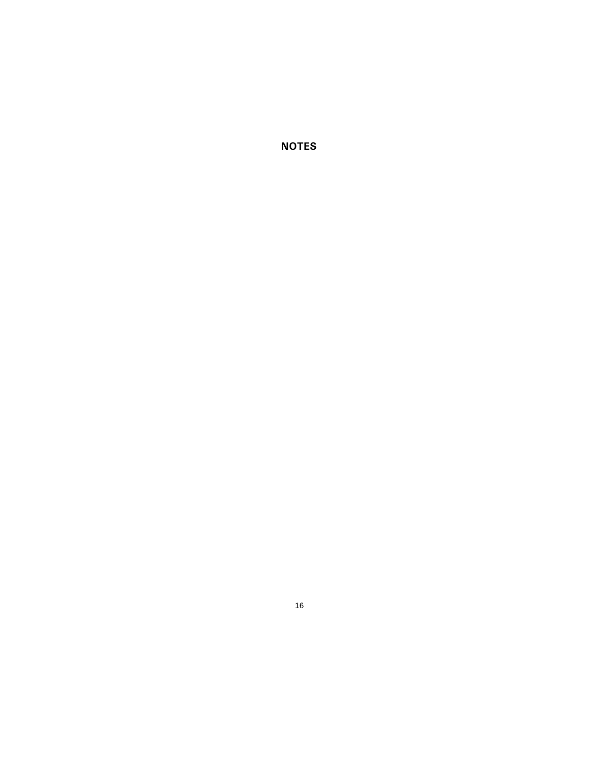## NOTES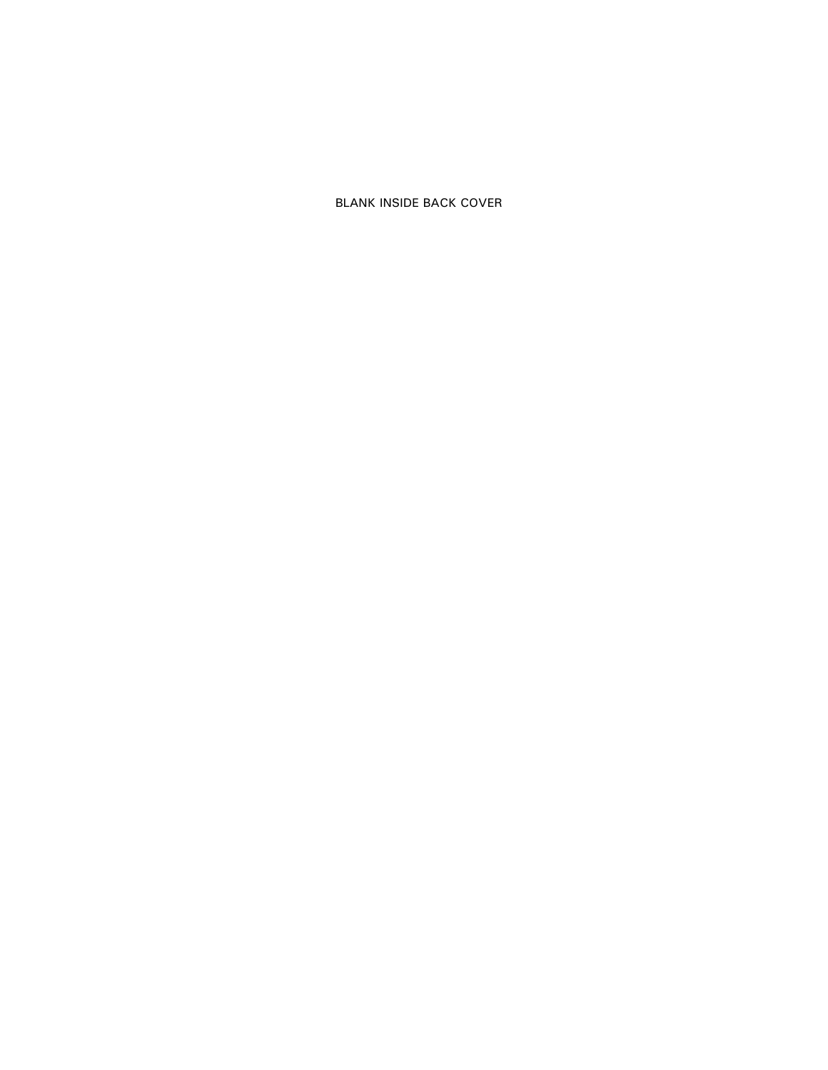BLANK INSIDE BACK COVER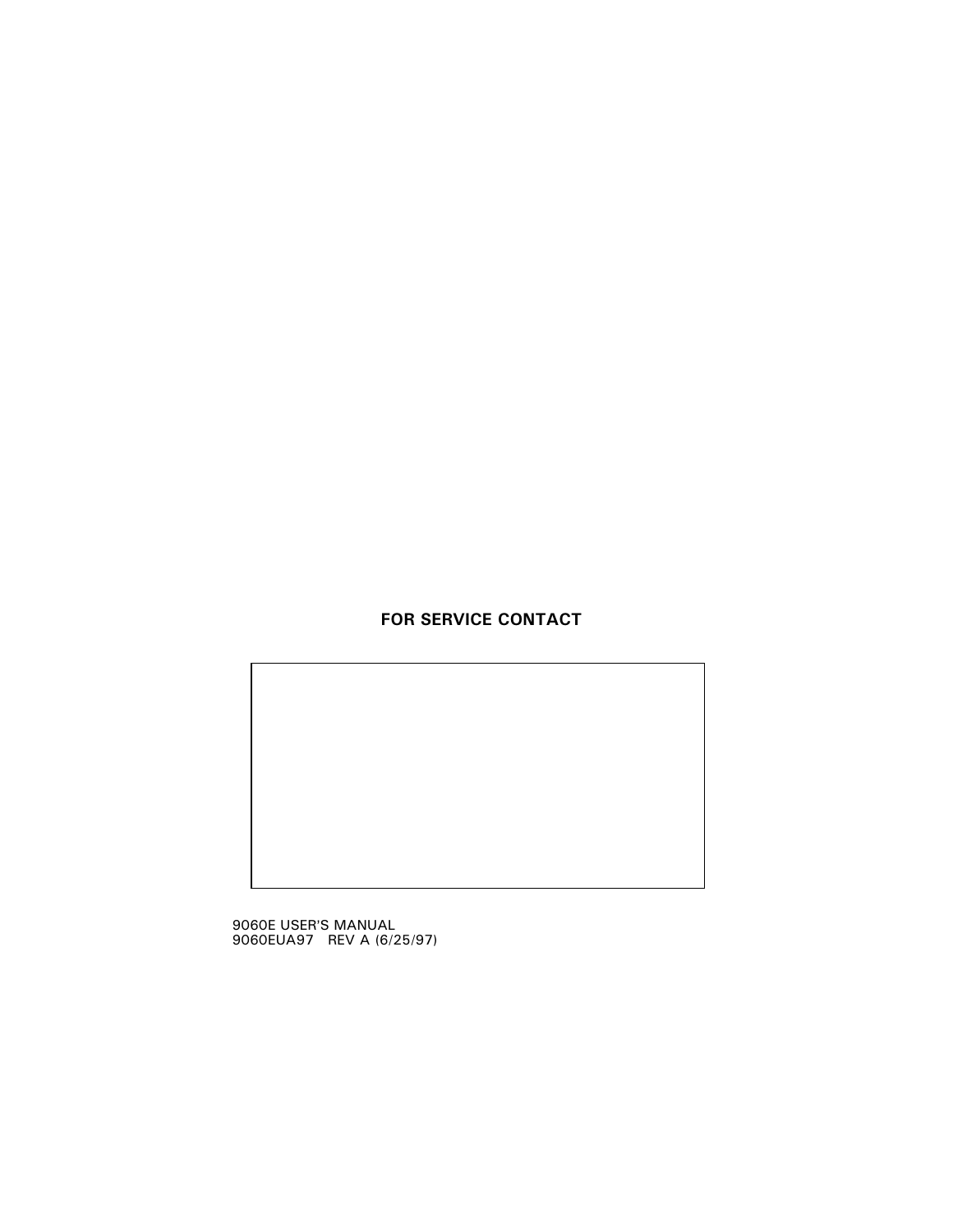**FOR SERVICE CONTACT**

9060E USER'S MANUAL
9060EUA97 REV A (6/25/97)